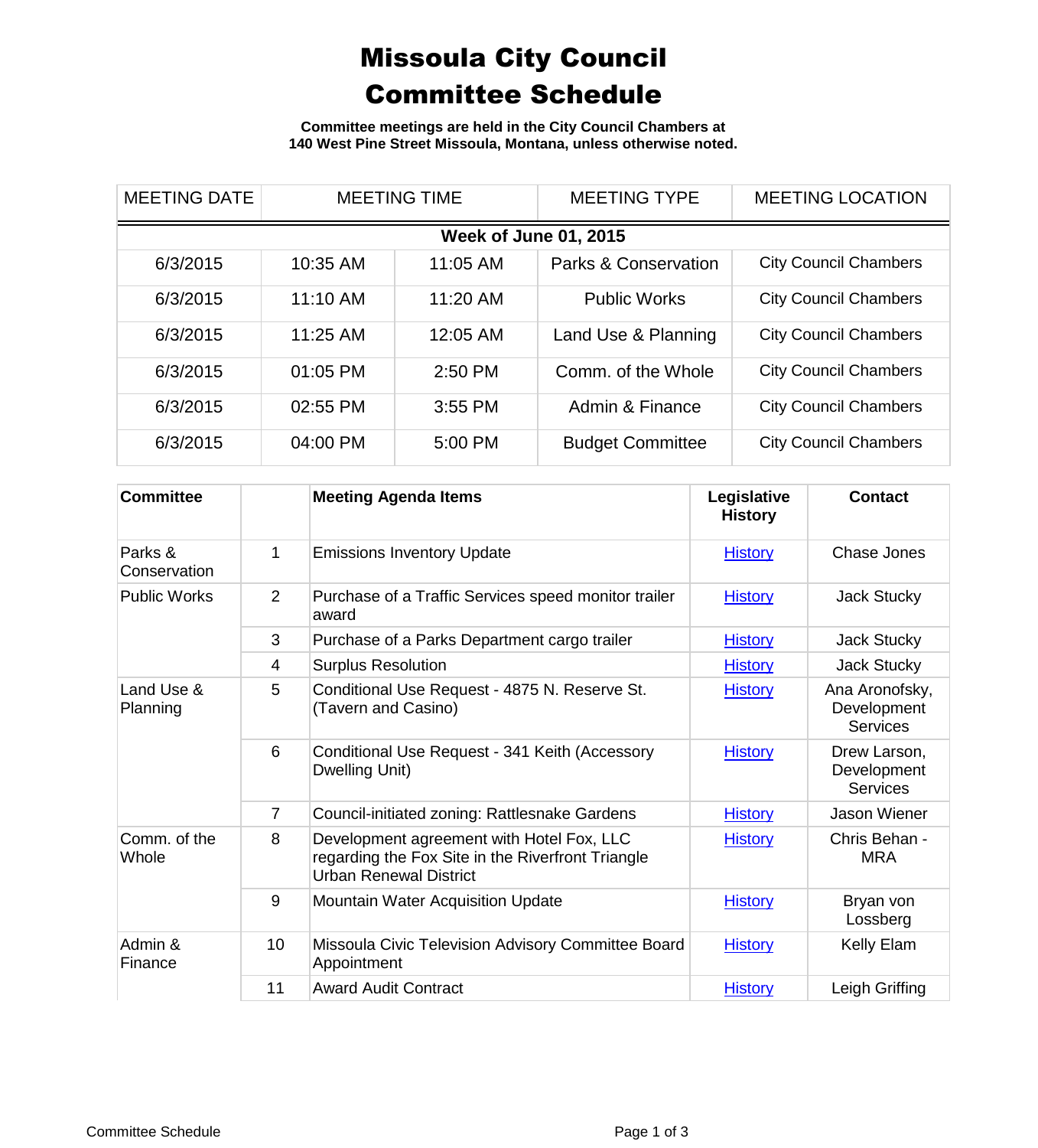# Missoula City Council
# Committee Schedule

**Committee meetings are held in the City Council Chambers at 140 West Pine Street Missoula, Montana, unless otherwise noted.**

| MEETING DATE | MEETING TIME | | MEETING TYPE | MEETING LOCATION |
|---|---|---|---|---|
| **Week of June 01, 2015** | | | | |
| 6/3/2015 | 10:35 AM | 11:05 AM | Parks & Conservation | City Council Chambers |
| 6/3/2015 | 11:10 AM | 11:20 AM | Public Works | City Council Chambers |
| 6/3/2015 | 11:25 AM | 12:05 AM | Land Use & Planning | City Council Chambers |
| 6/3/2015 | 01:05 PM | 2:50 PM | Comm. of the Whole | City Council Chambers |
| 6/3/2015 | 02:55 PM | 3:55 PM | Admin & Finance | City Council Chambers |
| 6/3/2015 | 04:00 PM | 5:00 PM | Budget Committee | City Council Chambers |

| Committee | | Meeting Agenda Items | Legislative History | Contact |
|---|---|---|---|---|
| Parks & Conservation | 1 | Emissions Inventory Update | History | Chase Jones |
| Public Works | 2 | Purchase of a Traffic Services speed monitor trailer award | History | Jack Stucky |
| | 3 | Purchase of a Parks Department cargo trailer | History | Jack Stucky |
| | 4 | Surplus Resolution | History | Jack Stucky |
| Land Use & Planning | 5 | Conditional Use Request - 4875 N. Reserve St. (Tavern and Casino) | History | Ana Aronofsky, Development Services |
| | 6 | Conditional Use Request - 341 Keith (Accessory Dwelling Unit) | History | Drew Larson, Development Services |
| | 7 | Council-initiated zoning: Rattlesnake Gardens | History | Jason Wiener |
| Comm. of the Whole | 8 | Development agreement with Hotel Fox, LLC regarding the Fox Site in the Riverfront Triangle Urban Renewal District | History | Chris Behan - MRA |
| | 9 | Mountain Water Acquisition Update | History | Bryan von Lossberg |
| Admin & Finance | 10 | Missoula Civic Television Advisory Committee Board Appointment | History | Kelly Elam |
| | 11 | Award Audit Contract | History | Leigh Griffing |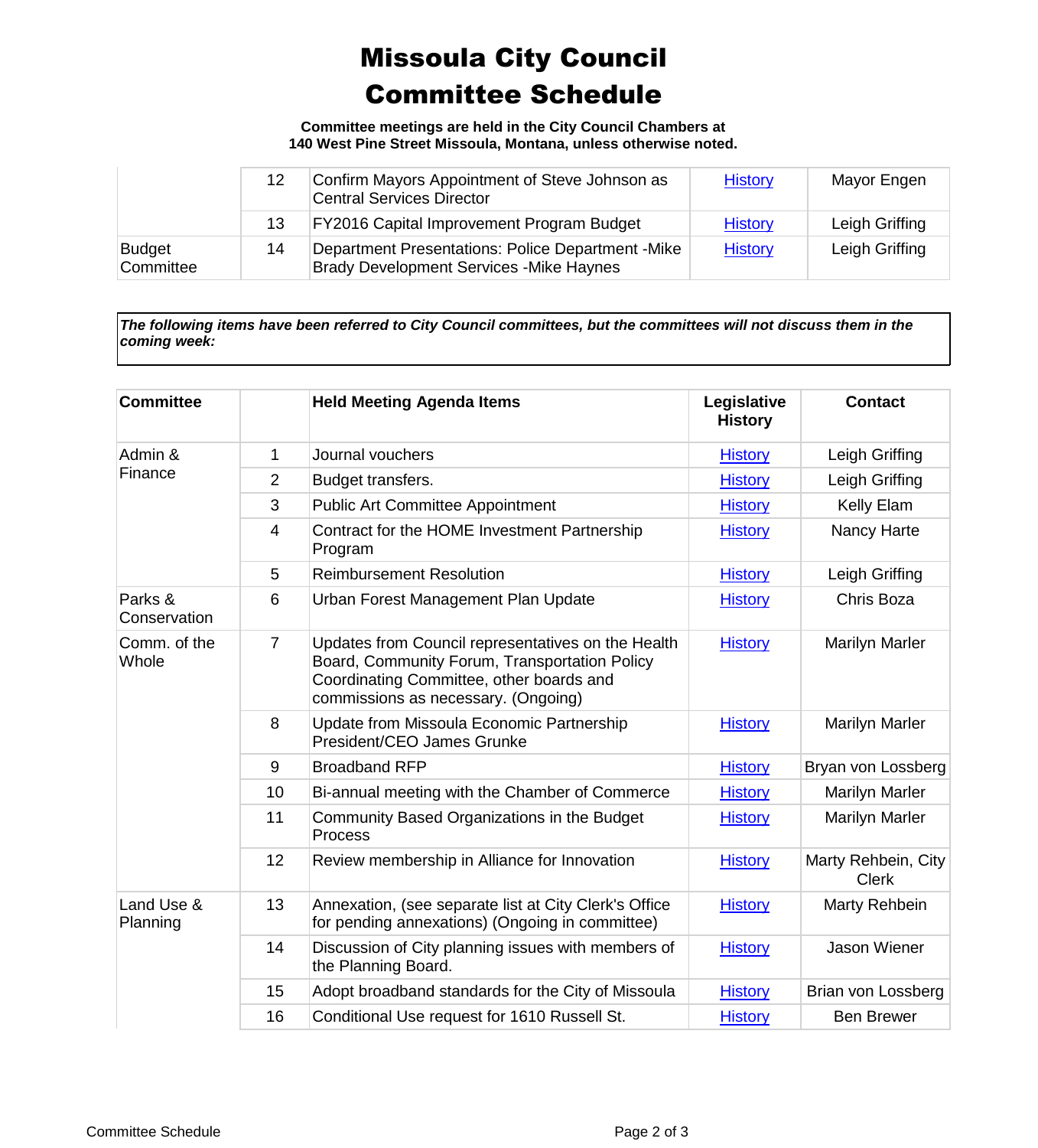# Missoula City Council Committee Schedule

**Committee meetings are held in the City Council Chambers at 140 West Pine Street Missoula, Montana, unless otherwise noted.**

| | | | | |
|---|---|---|---|---|
| | 12 | Confirm Mayors Appointment of Steve Johnson as Central Services Director | History | Mayor Engen |
| | 13 | FY2016 Capital Improvement Program Budget | History | Leigh Griffing |
| Budget Committee | 14 | Department Presentations: Police Department -Mike Brady Development Services -Mike Haynes | History | Leigh Griffing |

***The following items have been referred to City Council committees, but the committees will not discuss them in the coming week:***

| Committee | | Held Meeting Agenda Items | Legislative History | Contact |
|---|---|---|---|---|
| Admin & Finance | 1 | Journal vouchers | History | Leigh Griffing |
| | 2 | Budget transfers. | History | Leigh Griffing |
| | 3 | Public Art Committee Appointment | History | Kelly Elam |
| | 4 | Contract for the HOME Investment Partnership Program | History | Nancy Harte |
| | 5 | Reimbursement Resolution | History | Leigh Griffing |
| Parks & Conservation | 6 | Urban Forest Management Plan Update | History | Chris Boza |
| Comm. of the Whole | 7 | Updates from Council representatives on the Health Board, Community Forum, Transportation Policy Coordinating Committee, other boards and commissions as necessary. (Ongoing) | History | Marilyn Marler |
| | 8 | Update from Missoula Economic Partnership President/CEO James Grunke | History | Marilyn Marler |
| | 9 | Broadband RFP | History | Bryan von Lossberg |
| | 10 | Bi-annual meeting with the Chamber of Commerce | History | Marilyn Marler |
| | 11 | Community Based Organizations in the Budget Process | History | Marilyn Marler |
| | 12 | Review membership in Alliance for Innovation | History | Marty Rehbein, City Clerk |
| Land Use & Planning | 13 | Annexation, (see separate list at City Clerk's Office for pending annexations) (Ongoing in committee) | History | Marty Rehbein |
| | 14 | Discussion of City planning issues with members of the Planning Board. | History | Jason Wiener |
| | 15 | Adopt broadband standards for the City of Missoula | History | Brian von Lossberg |
| | 16 | Conditional Use request for 1610 Russell St. | History | Ben Brewer |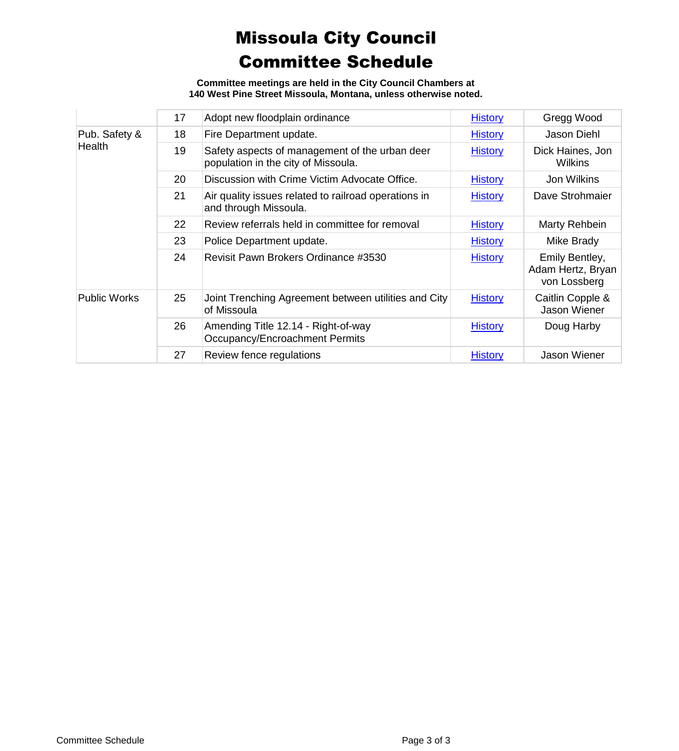# Missoula City Council
# Committee Schedule

**Committee meetings are held in the City Council Chambers at 140 West Pine Street Missoula, Montana, unless otherwise noted.**

| | | | | |
|---|---|---|---|---|
| | 17 | Adopt new floodplain ordinance | History | Gregg Wood |
| Pub. Safety & Health | 18 | Fire Department update. | History | Jason Diehl |
| | 19 | Safety aspects of management of the urban deer population in the city of Missoula. | History | Dick Haines, Jon Wilkins |
| | 20 | Discussion with Crime Victim Advocate Office. | History | Jon Wilkins |
| | 21 | Air quality issues related to railroad operations in and through Missoula. | History | Dave Strohmaier |
| | 22 | Review referrals held in committee for removal | History | Marty Rehbein |
| | 23 | Police Department update. | History | Mike Brady |
| | 24 | Revisit Pawn Brokers Ordinance #3530 | History | Emily Bentley, Adam Hertz, Bryan von Lossberg |
| Public Works | 25 | Joint Trenching Agreement between utilities and City of Missoula | History | Caitlin Copple & Jason Wiener |
| | 26 | Amending Title 12.14 - Right-of-way Occupancy/Encroachment Permits | History | Doug Harby |
| | 27 | Review fence regulations | History | Jason Wiener |